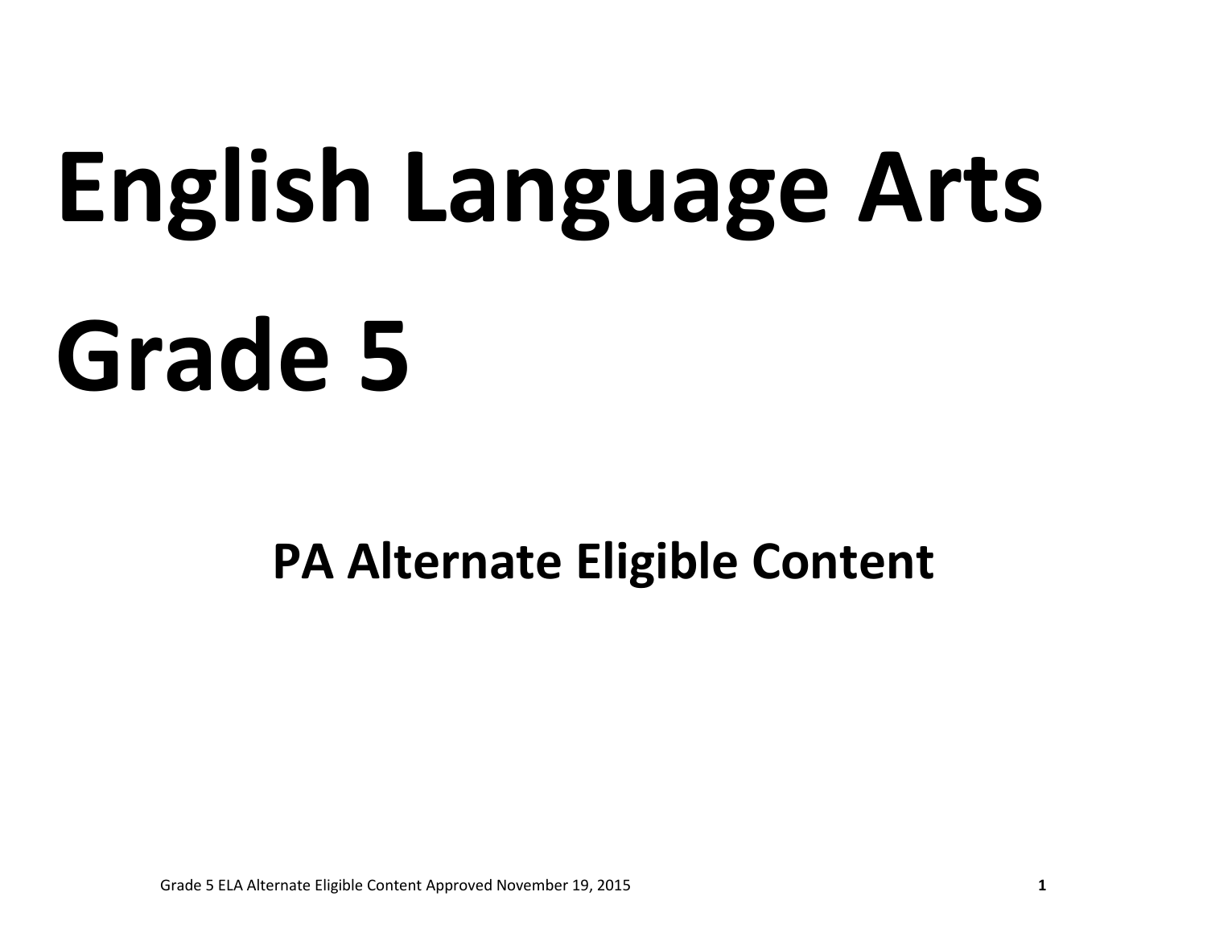# English Language Arts Grade 5

## PA Alternate Eligible Content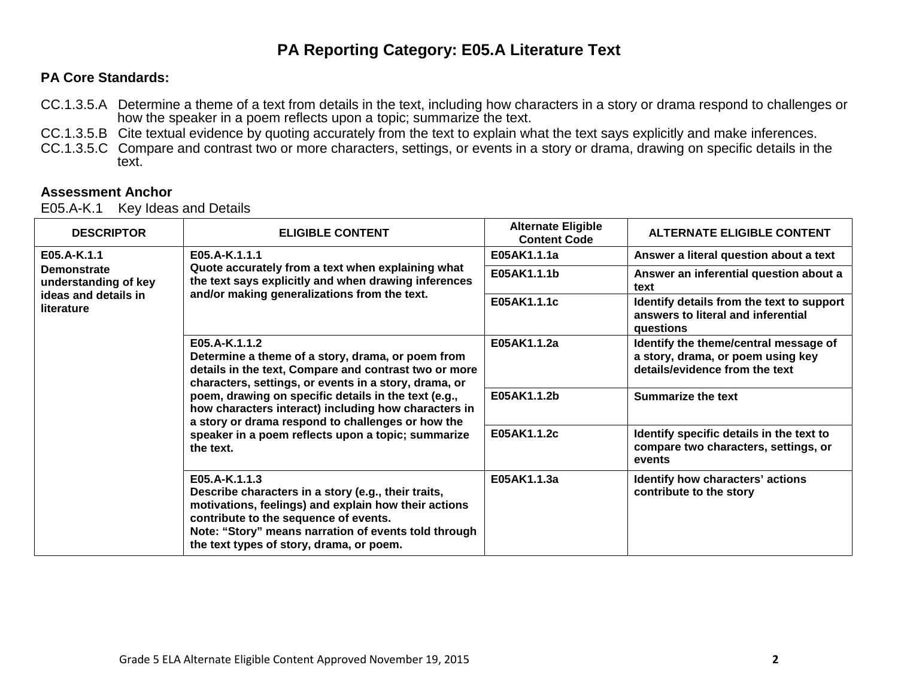# PA Reporting Category: E05.A Literature Text

**PA Core Standards:**

CC.1.3.5.A Determine a theme of a text from details in the text, including how characters in a story or drama respond to challenges or how the speaker in a poem reflects upon a topic; summarize the text.

CC.1.3.5.B Cite textual evidence by quoting accurately from the text to explain what the text says explicitly and make inferences.

CC.1.3.5.C Compare and contrast two or more characters, settings, or events in a story or drama, drawing on specific details in the text.

**Assessment Anchor**

E05.A-K.1 Key Ideas and Details

| DESCRIPTOR | ELIGIBLE CONTENT | Alternate Eligible Content Code | ALTERNATE ELIGIBLE CONTENT |
|---|---|---|---|
| **E05.A-K.1.1 Demonstrate understanding of key ideas and details in literature** | **E05.A-K.1.1.1 Quote accurately from a text when explaining what the text says explicitly and when drawing inferences and/or making generalizations from the text.** | **E05AK1.1.1a** | **Answer a literal question about a text** |
| | | **E05AK1.1.1b** | **Answer an inferential question about a text** |
| | | **E05AK1.1.1c** | **Identify details from the text to support answers to literal and inferential questions** |
| | **E05.A-K.1.1.2 Determine a theme of a story, drama, or poem from details in the text, Compare and contrast two or more characters, settings, or events in a story, drama, or poem, drawing on specific details in the text (e.g., how characters interact) including how characters in a story or drama respond to challenges or how the speaker in a poem reflects upon a topic; summarize the text.** | **E05AK1.1.2a** | **Identify the theme/central message of a story, drama, or poem using key details/evidence from the text** |
| | | **E05AK1.1.2b** | **Summarize the text** |
| | | **E05AK1.1.2c** | **Identify specific details in the text to compare two characters, settings, or events** |
| | **E05.A-K.1.1.3 Describe characters in a story (e.g., their traits, motivations, feelings) and explain how their actions contribute to the sequence of events. Note: "Story" means narration of events told through the text types of story, drama, or poem.** | **E05AK1.1.3a** | **Identify how characters' actions contribute to the story** |

Grade 5 ELA Alternate Eligible Content Approved November 19, 2015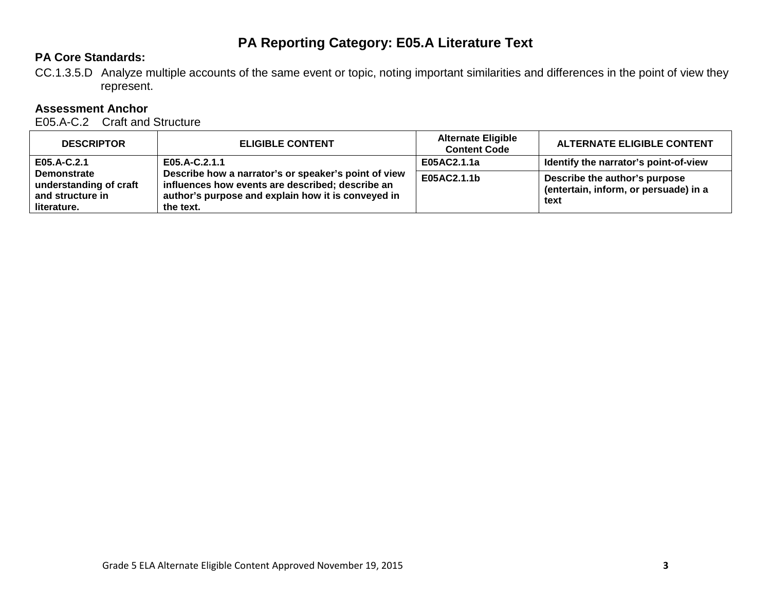# PA Reporting Category: E05.A Literature Text

**PA Core Standards:**

CC.1.3.5.D Analyze multiple accounts of the same event or topic, noting important similarities and differences in the point of view they represent.

**Assessment Anchor**

E05.A-C.2 Craft and Structure

| DESCRIPTOR | ELIGIBLE CONTENT | Alternate Eligible Content Code | ALTERNATE ELIGIBLE CONTENT |
|---|---|---|---|
| **E05.A-C.2.1 Demonstrate understanding of craft and structure in literature.** | **E05.A-C.2.1.1 Describe how a narrator's or speaker's point of view influences how events are described; describe an author's purpose and explain how it is conveyed in the text.** | **E05AC2.1.1a** | **Identify the narrator's point-of-view** |
| | | **E05AC2.1.1b** | **Describe the author's purpose (entertain, inform, or persuade) in a text** |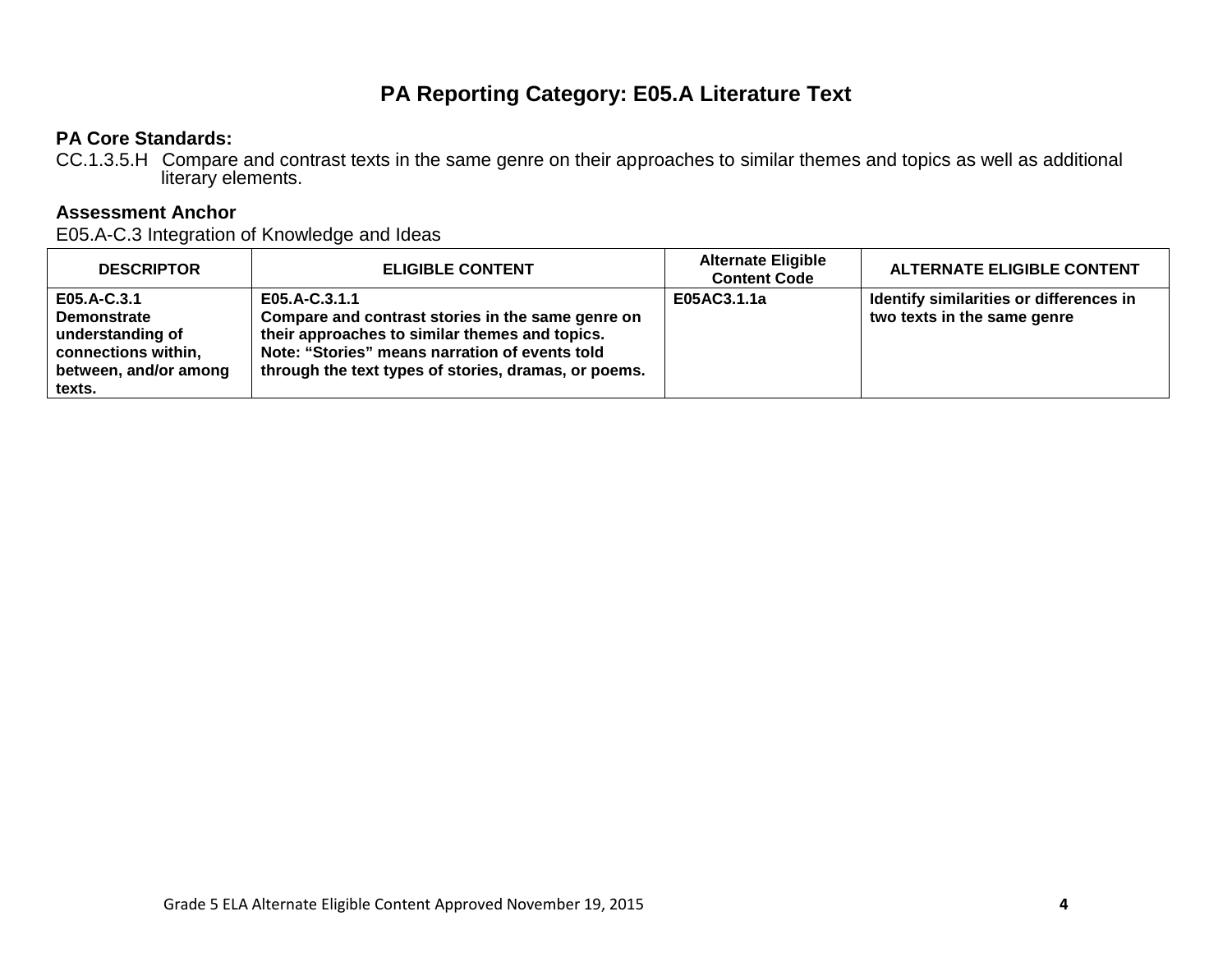# PA Reporting Category: E05.A Literature Text

**PA Core Standards:**

CC.1.3.5.H Compare and contrast texts in the same genre on their approaches to similar themes and topics as well as additional literary elements.

**Assessment Anchor**

E05.A-C.3 Integration of Knowledge and Ideas

| DESCRIPTOR | ELIGIBLE CONTENT | Alternate Eligible Content Code | ALTERNATE ELIGIBLE CONTENT |
|---|---|---|---|
| **E05.A-C.3.1 Demonstrate understanding of connections within, between, and/or among texts.** | **E05.A-C.3.1.1 Compare and contrast stories in the same genre on their approaches to similar themes and topics. Note: "Stories" means narration of events told through the text types of stories, dramas, or poems.** | **E05AC3.1.1a** | **Identify similarities or differences in two texts in the same genre** |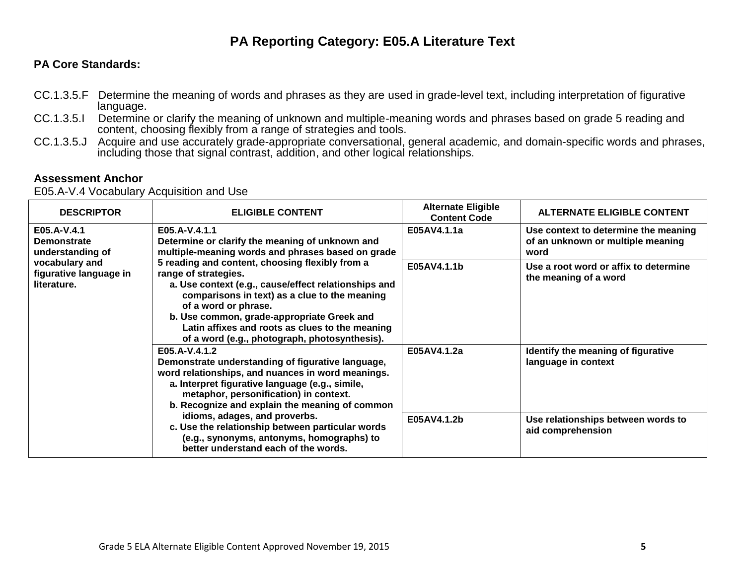# PA Reporting Category: E05.A Literature Text

**PA Core Standards:**

CC.1.3.5.F Determine the meaning of words and phrases as they are used in grade-level text, including interpretation of figurative language.
CC.1.3.5.I Determine or clarify the meaning of unknown and multiple-meaning words and phrases based on grade 5 reading and content, choosing flexibly from a range of strategies and tools.
CC.1.3.5.J Acquire and use accurately grade-appropriate conversational, general academic, and domain-specific words and phrases, including those that signal contrast, addition, and other logical relationships.

**Assessment Anchor**
E05.A-V.4 Vocabulary Acquisition and Use

| DESCRIPTOR | ELIGIBLE CONTENT | Alternate Eligible Content Code | ALTERNATE ELIGIBLE CONTENT |
|---|---|---|---|
| **E05.A-V.4.1 Demonstrate understanding of vocabulary and figurative language in literature.** | **E05.A-V.4.1.1 Determine or clarify the meaning of unknown and multiple-meaning words and phrases based on grade 5 reading and content, choosing flexibly from a range of strategies.** <br> **a. Use context (e.g., cause/effect relationships and comparisons in text) as a clue to the meaning of a word or phrase.** <br> **b. Use common, grade-appropriate Greek and Latin affixes and roots as clues to the meaning of a word (e.g., photograph, photosynthesis).** | **E05AV4.1.1a** | **Use context to determine the meaning of an unknown or multiple meaning word** |
| | | **E05AV4.1.1b** | **Use a root word or affix to determine the meaning of a word** |
| | **E05.A-V.4.1.2 Demonstrate understanding of figurative language, word relationships, and nuances in word meanings.** <br> **a. Interpret figurative language (e.g., simile, metaphor, personification) in context.** <br> **b. Recognize and explain the meaning of common idioms, adages, and proverbs.** <br> **c. Use the relationship between particular words (e.g., synonyms, antonyms, homographs) to better understand each of the words.** | **E05AV4.1.2a** | **Identify the meaning of figurative language in context** |
| | | **E05AV4.1.2b** | **Use relationships between words to aid comprehension** |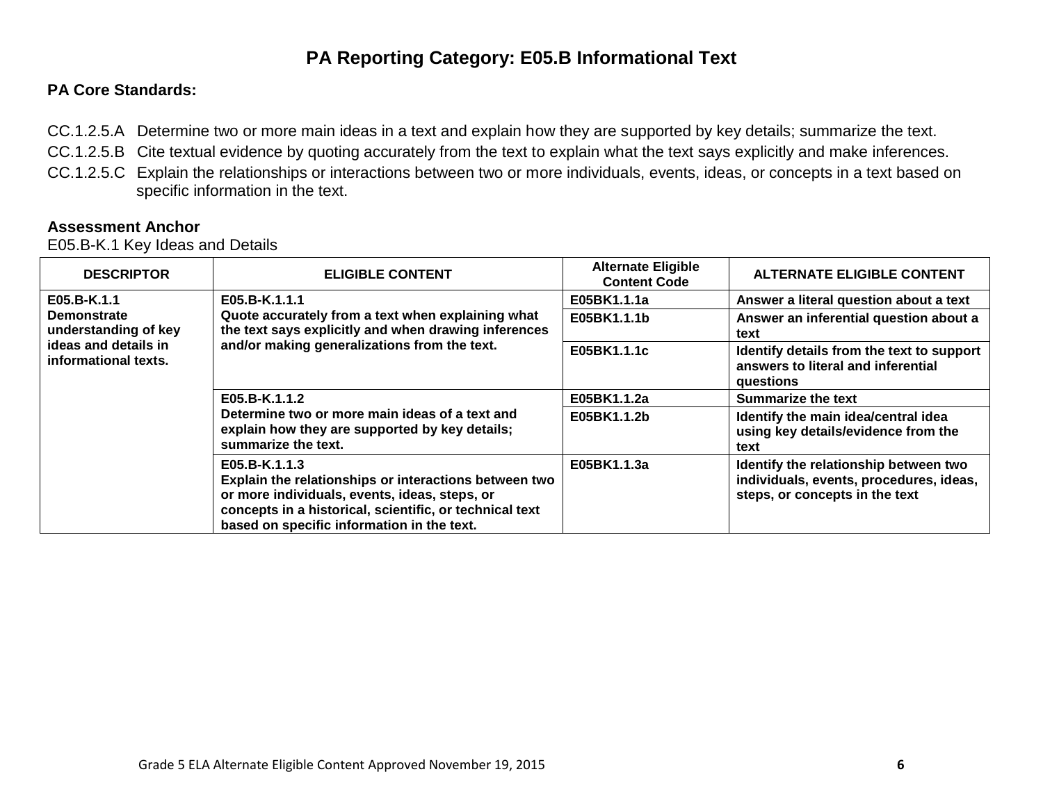# PA Reporting Category: E05.B Informational Text

**PA Core Standards:**

CC.1.2.5.A Determine two or more main ideas in a text and explain how they are supported by key details; summarize the text.

CC.1.2.5.B Cite textual evidence by quoting accurately from the text to explain what the text says explicitly and make inferences.

CC.1.2.5.C Explain the relationships or interactions between two or more individuals, events, ideas, or concepts in a text based on specific information in the text.

**Assessment Anchor**

E05.B-K.1 Key Ideas and Details

| DESCRIPTOR | ELIGIBLE CONTENT | Alternate Eligible Content Code | ALTERNATE ELIGIBLE CONTENT |
|---|---|---|---|
| **E05.B-K.1.1 Demonstrate understanding of key ideas and details in informational texts.** | **E05.B-K.1.1.1 Quote accurately from a text when explaining what the text says explicitly and when drawing inferences and/or making generalizations from the text.** | **E05BK1.1.1a** | **Answer a literal question about a text** |
| | | **E05BK1.1.1b** | **Answer an inferential question about a text** |
| | | **E05BK1.1.1c** | **Identify details from the text to support answers to literal and inferential questions** |
| | **E05.B-K.1.1.2 Determine two or more main ideas of a text and explain how they are supported by key details; summarize the text.** | **E05BK1.1.2a** | **Summarize the text** |
| | | **E05BK1.1.2b** | **Identify the main idea/central idea using key details/evidence from the text** |
| | **E05.B-K.1.1.3 Explain the relationships or interactions between two or more individuals, events, ideas, steps, or concepts in a historical, scientific, or technical text based on specific information in the text.** | **E05BK1.1.3a** | **Identify the relationship between two individuals, events, procedures, ideas, steps, or concepts in the text** |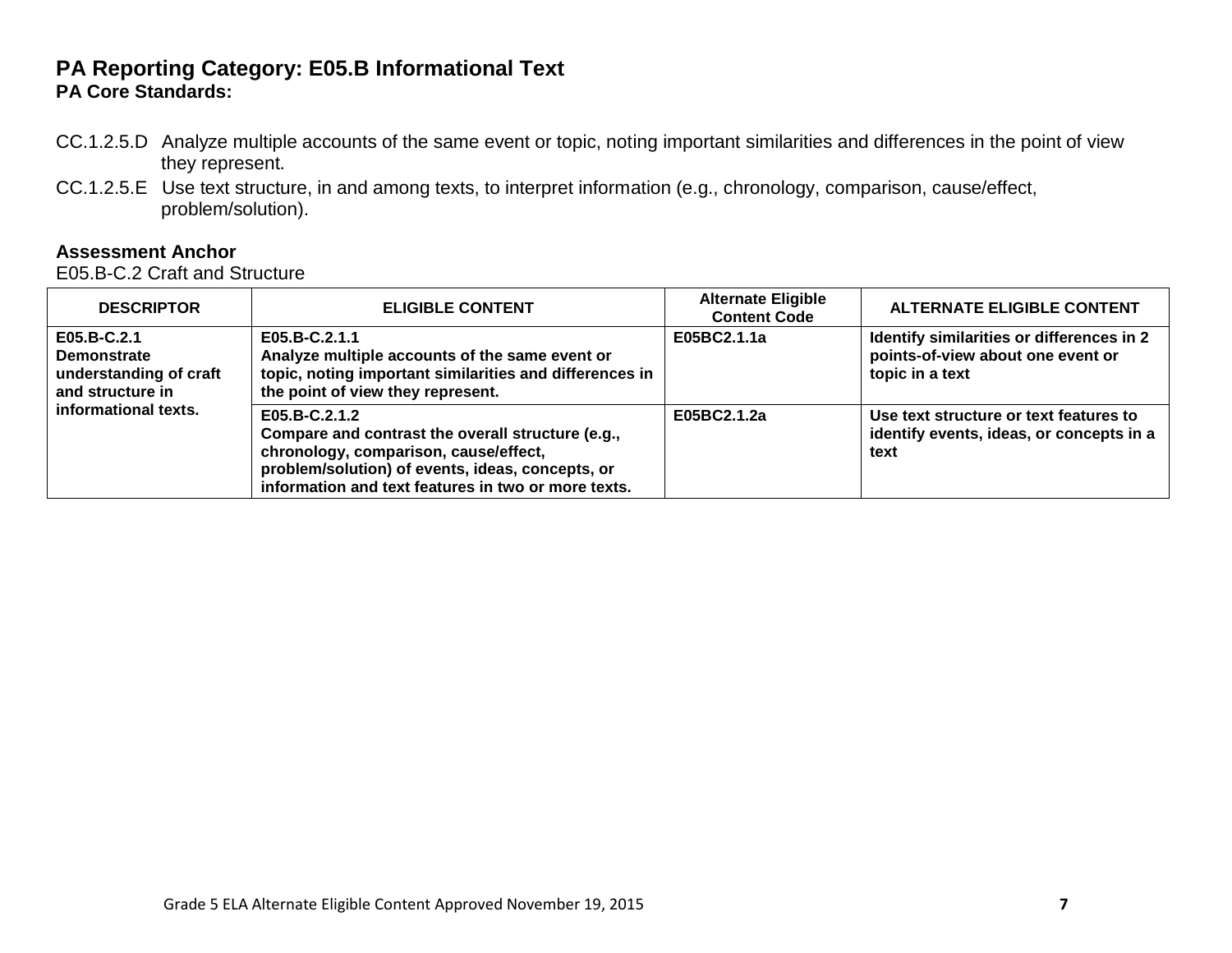# PA Reporting Category: E05.B Informational Text

**PA Core Standards:**

CC.1.2.5.D Analyze multiple accounts of the same event or topic, noting important similarities and differences in the point of view they represent.

CC.1.2.5.E Use text structure, in and among texts, to interpret information (e.g., chronology, comparison, cause/effect, problem/solution).

**Assessment Anchor**

E05.B-C.2 Craft and Structure

| DESCRIPTOR | ELIGIBLE CONTENT | Alternate Eligible Content Code | ALTERNATE ELIGIBLE CONTENT |
|---|---|---|---|
| **E05.B-C.2.1 Demonstrate understanding of craft and structure in informational texts.** | **E05.B-C.2.1.1 Analyze multiple accounts of the same event or topic, noting important similarities and differences in the point of view they represent.** | **E05BC2.1.1a** | **Identify similarities or differences in 2 points-of-view about one event or topic in a text** |
| | **E05.B-C.2.1.2 Compare and contrast the overall structure (e.g., chronology, comparison, cause/effect, problem/solution) of events, ideas, concepts, or information and text features in two or more texts.** | **E05BC2.1.2a** | **Use text structure or text features to identify events, ideas, or concepts in a text** |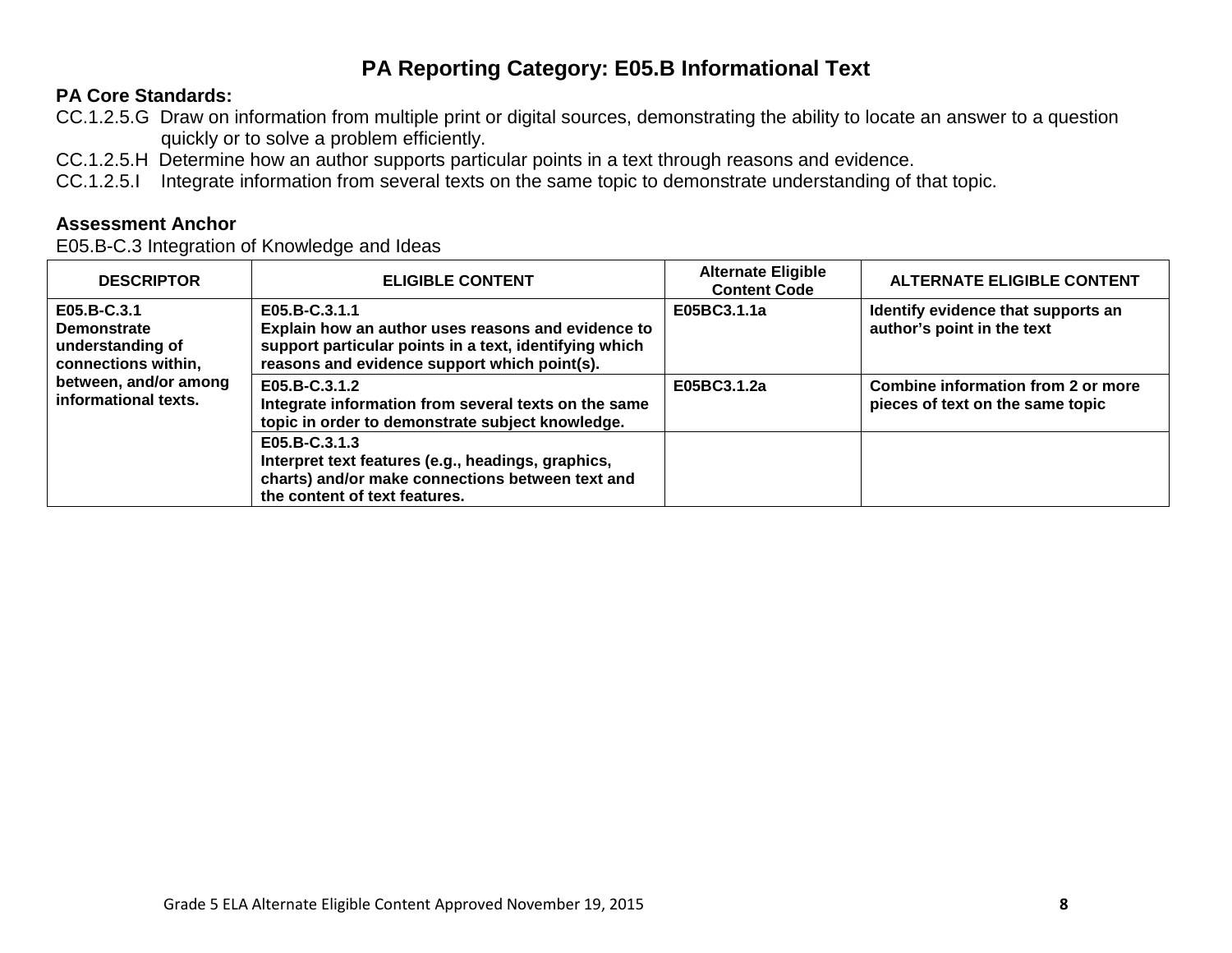# PA Reporting Category: E05.B Informational Text

**PA Core Standards:**

CC.1.2.5.G Draw on information from multiple print or digital sources, demonstrating the ability to locate an answer to a question quickly or to solve a problem efficiently.

CC.1.2.5.H Determine how an author supports particular points in a text through reasons and evidence.

CC.1.2.5.I Integrate information from several texts on the same topic to demonstrate understanding of that topic.

**Assessment Anchor**

E05.B-C.3 Integration of Knowledge and Ideas

| DESCRIPTOR | ELIGIBLE CONTENT | Alternate Eligible Content Code | ALTERNATE ELIGIBLE CONTENT |
|---|---|---|---|
| **E05.B-C.3.1 Demonstrate understanding of connections within, between, and/or among informational texts.** | **E05.B-C.3.1.1 Explain how an author uses reasons and evidence to support particular points in a text, identifying which reasons and evidence support which point(s).** | **E05BC3.1.1a** | **Identify evidence that supports an author's point in the text** |
| | **E05.B-C.3.1.2 Integrate information from several texts on the same topic in order to demonstrate subject knowledge.** | **E05BC3.1.2a** | **Combine information from 2 or more pieces of text on the same topic** |
| | **E05.B-C.3.1.3 Interpret text features (e.g., headings, graphics, charts) and/or make connections between text and the content of text features.** | | |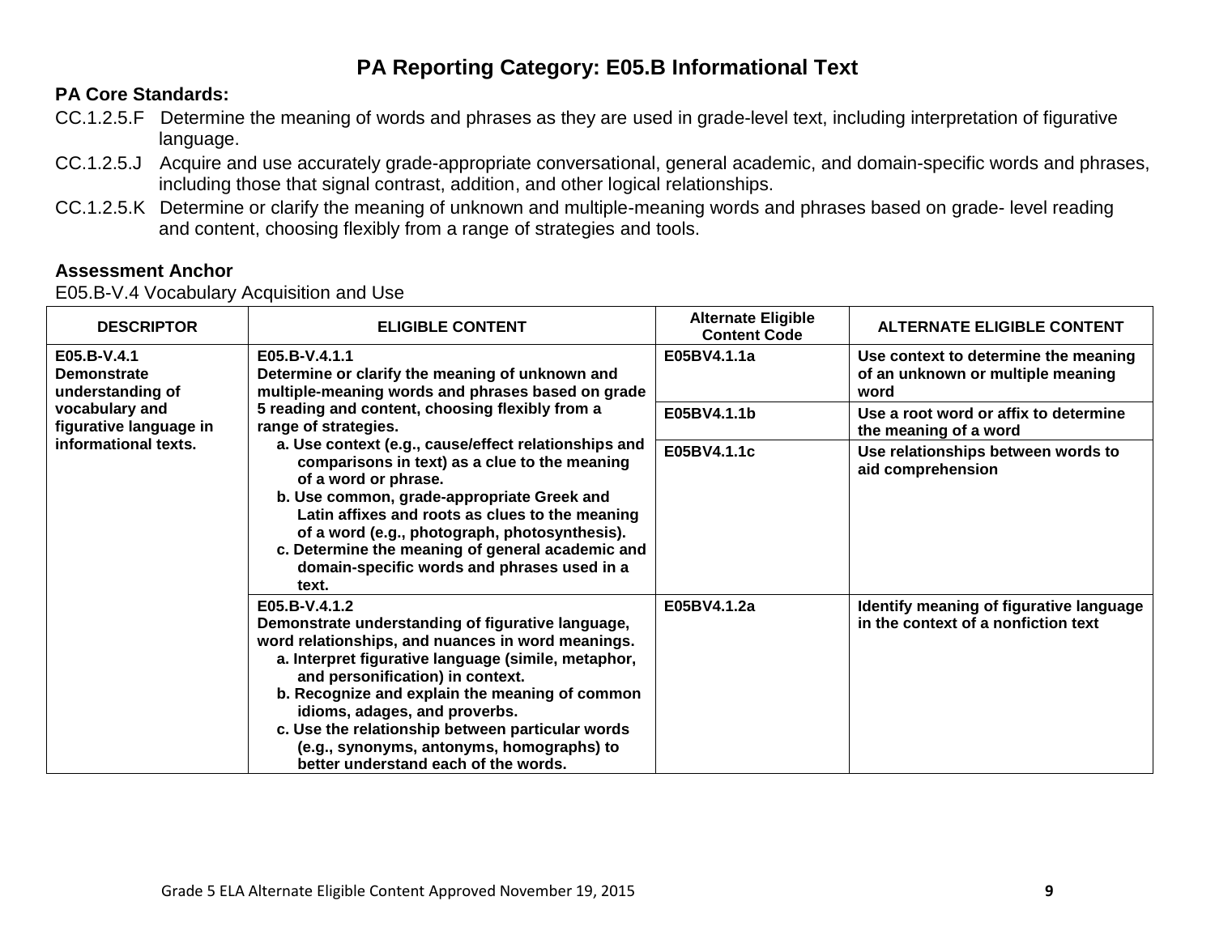# PA Reporting Category: E05.B Informational Text

**PA Core Standards:**

CC.1.2.5.F Determine the meaning of words and phrases as they are used in grade-level text, including interpretation of figurative language.

CC.1.2.5.J Acquire and use accurately grade-appropriate conversational, general academic, and domain-specific words and phrases, including those that signal contrast, addition, and other logical relationships.

CC.1.2.5.K Determine or clarify the meaning of unknown and multiple-meaning words and phrases based on grade- level reading and content, choosing flexibly from a range of strategies and tools.

**Assessment Anchor**

E05.B-V.4 Vocabulary Acquisition and Use

| DESCRIPTOR | ELIGIBLE CONTENT | Alternate Eligible Content Code | ALTERNATE ELIGIBLE CONTENT |
|---|---|---|---|
| **E05.B-V.4.1 Demonstrate understanding of vocabulary and figurative language in informational texts.** | **E05.B-V.4.1.1 Determine or clarify the meaning of unknown and multiple-meaning words and phrases based on grade 5 reading and content, choosing flexibly from a range of strategies.** <br> **a. Use context (e.g., cause/effect relationships and comparisons in text) as a clue to the meaning of a word or phrase.** <br> **b. Use common, grade-appropriate Greek and Latin affixes and roots as clues to the meaning of a word (e.g., photograph, photosynthesis).** <br> **c. Determine the meaning of general academic and domain-specific words and phrases used in a text.** | **E05BV4.1.1a** | **Use context to determine the meaning of an unknown or multiple meaning word** |
| | | **E05BV4.1.1b** | **Use a root word or affix to determine the meaning of a word** |
| | | **E05BV4.1.1c** | **Use relationships between words to aid comprehension** |
| | **E05.B-V.4.1.2 Demonstrate understanding of figurative language, word relationships, and nuances in word meanings.** <br> **a. Interpret figurative language (simile, metaphor, and personification) in context.** <br> **b. Recognize and explain the meaning of common idioms, adages, and proverbs.** <br> **c. Use the relationship between particular words (e.g., synonyms, antonyms, homographs) to better understand each of the words.** | **E05BV4.1.2a** | **Identify meaning of figurative language in the context of a nonfiction text** |

Grade 5 ELA Alternate Eligible Content Approved November 19, 2015